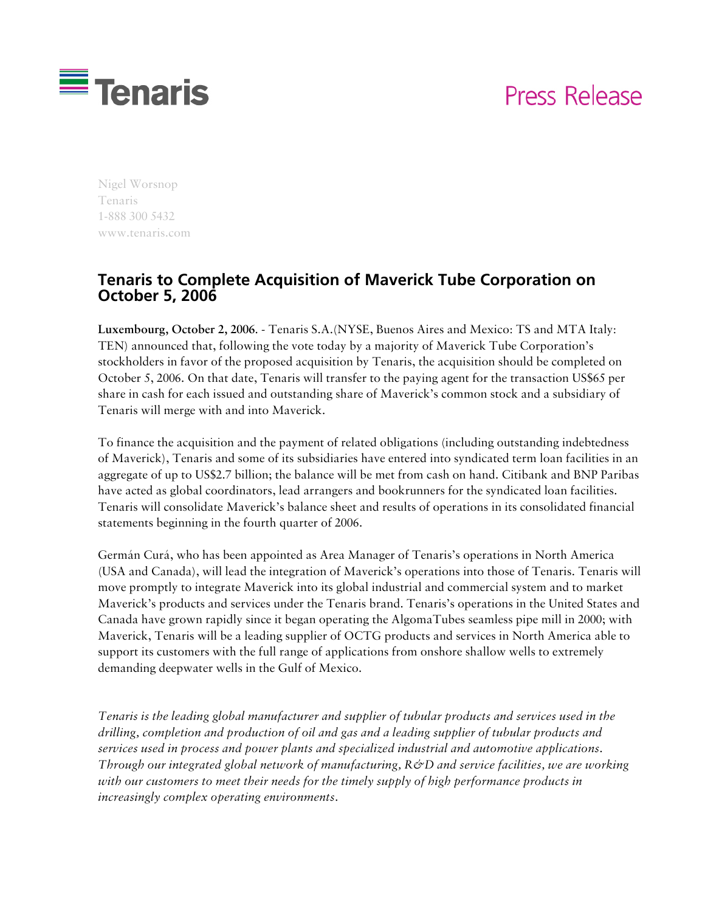Tenaris

Press Release

Nigel Worsnop
Tenaris
1-888 300 5432
www.tenaris.com

# Tenaris to Complete Acquisition of Maverick Tube Corporation on October 5, 2006

**Luxembourg, October 2, 2006**. - Tenaris S.A.(NYSE, Buenos Aires and Mexico: TS and MTA Italy: TEN) announced that, following the vote today by a majority of Maverick Tube Corporation's stockholders in favor of the proposed acquisition by Tenaris, the acquisition should be completed on October 5, 2006. On that date, Tenaris will transfer to the paying agent for the transaction US$65 per share in cash for each issued and outstanding share of Maverick's common stock and a subsidiary of Tenaris will merge with and into Maverick.

To finance the acquisition and the payment of related obligations (including outstanding indebtedness of Maverick), Tenaris and some of its subsidiaries have entered into syndicated term loan facilities in an aggregate of up to US$2.7 billion; the balance will be met from cash on hand. Citibank and BNP Paribas have acted as global coordinators, lead arrangers and bookrunners for the syndicated loan facilities. Tenaris will consolidate Maverick's balance sheet and results of operations in its consolidated financial statements beginning in the fourth quarter of 2006.

Germán Curá, who has been appointed as Area Manager of Tenaris's operations in North America (USA and Canada), will lead the integration of Maverick's operations into those of Tenaris. Tenaris will move promptly to integrate Maverick into its global industrial and commercial system and to market Maverick's products and services under the Tenaris brand. Tenaris's operations in the United States and Canada have grown rapidly since it began operating the AlgomaTubes seamless pipe mill in 2000; with Maverick, Tenaris will be a leading supplier of OCTG products and services in North America able to support its customers with the full range of applications from onshore shallow wells to extremely demanding deepwater wells in the Gulf of Mexico.

*Tenaris is the leading global manufacturer and supplier of tubular products and services used in the drilling, completion and production of oil and gas and a leading supplier of tubular products and services used in process and power plants and specialized industrial and automotive applications. Through our integrated global network of manufacturing, R&D and service facilities, we are working with our customers to meet their needs for the timely supply of high performance products in increasingly complex operating environments.*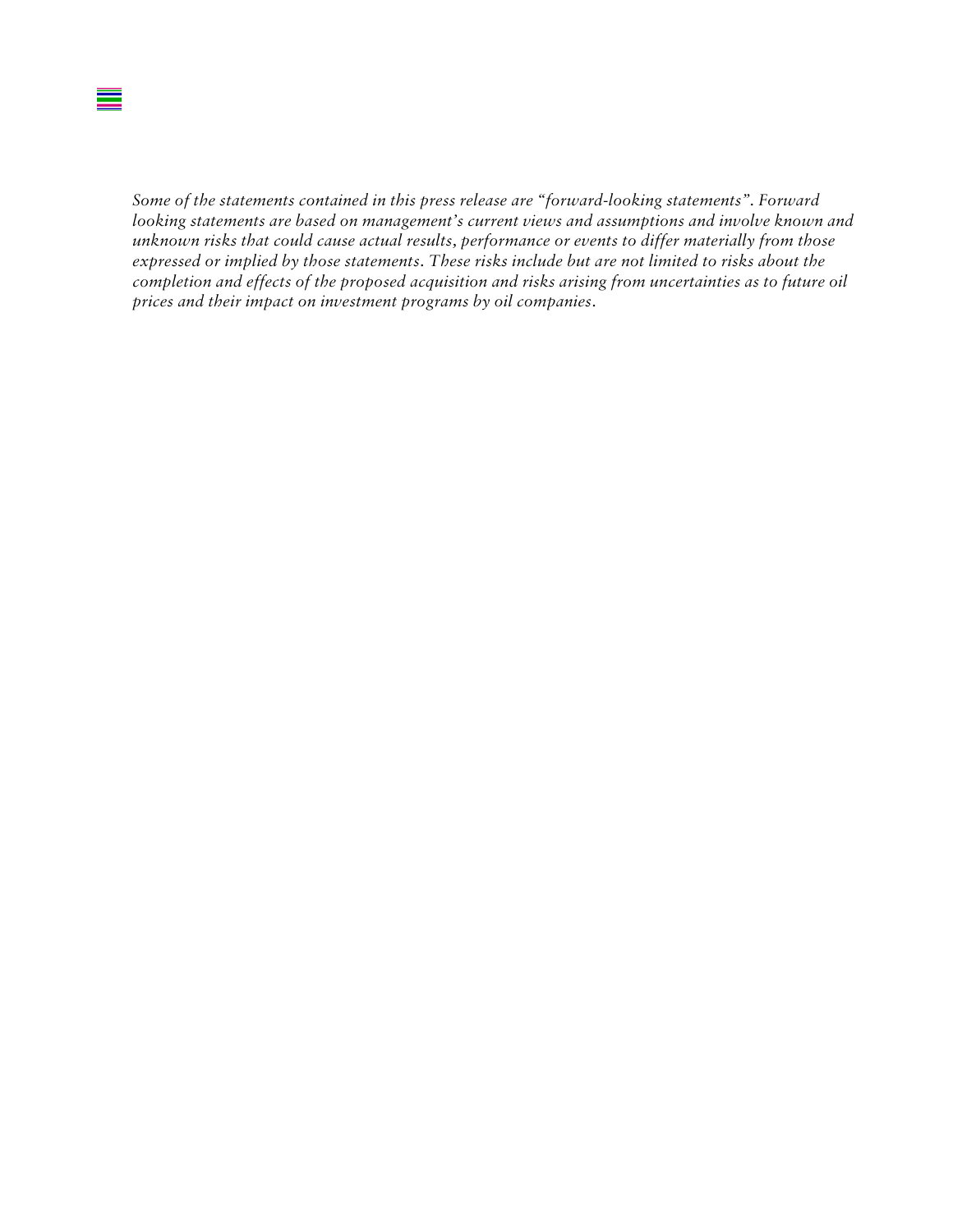*Some of the statements contained in this press release are “forward-looking statements”. Forward looking statements are based on management’s current views and assumptions and involve known and unknown risks that could cause actual results, performance or events to differ materially from those expressed or implied by those statements. These risks include but are not limited to risks about the completion and effects of the proposed acquisition and risks arising from uncertainties as to future oil prices and their impact on investment programs by oil companies.*